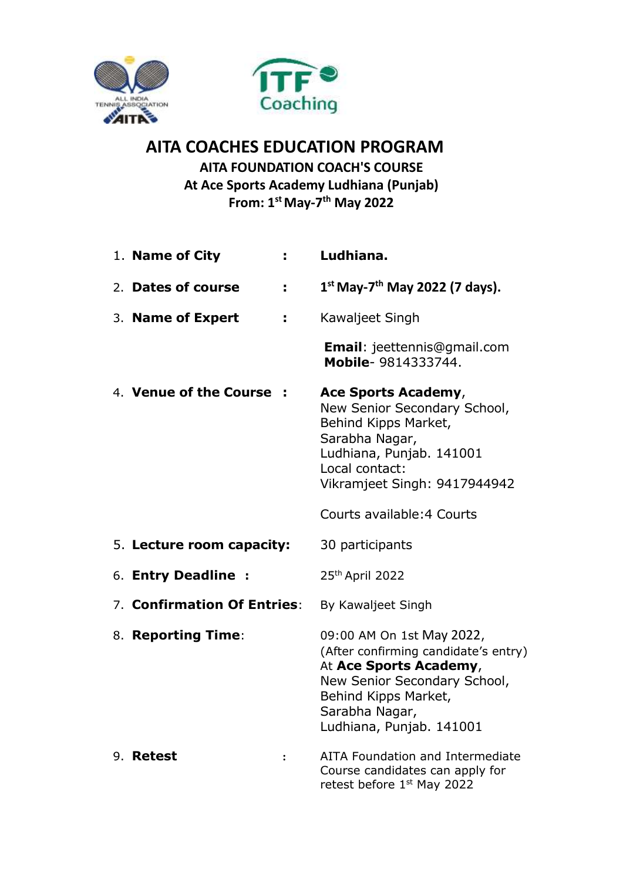# AITA COACHES EDUCATION PROGRAM

## AITA FOUNDATION COACH'S COURSE

### At Ace Sports Academy Ludhiana (Punjab)

### From: 1st May-7th May 2022

1. **Name of City** : **Ludhiana.**
2. **Dates of course** : **1st May-7th May 2022 (7 days).**
3. **Name of Expert** : Kawaljeet Singh

   **Email**: jeettennis@gmail.com
   **Mobile**- 9814333744.
4. **Venue of the Course** : **Ace Sports Academy**,
   New Senior Secondary School,
   Behind Kipps Market,
   Sarabha Nagar,
   Ludhiana, Punjab. 141001
   Local contact:
   Vikramjeet Singh: 9417944942

   Courts available:4 Courts
5. **Lecture room capacity:** 30 participants
6. **Entry Deadline** : 25th April 2022
7. **Confirmation Of Entries**: By Kawaljeet Singh
8. **Reporting Time**: 09:00 AM On 1st May 2022,
   (After confirming candidate's entry)
   At **Ace Sports Academy**,
   New Senior Secondary School,
   Behind Kipps Market,
   Sarabha Nagar,
   Ludhiana, Punjab. 141001
9. **Retest** : AITA Foundation and Intermediate Course candidates can apply for retest before 1st May 2022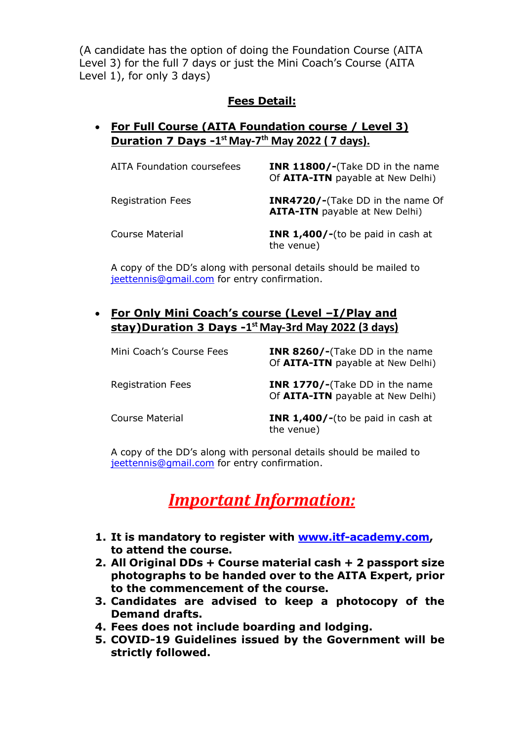(A candidate has the option of doing the Foundation Course (AITA Level 3) for the full 7 days or just the Mini Coach's Course (AITA Level 1), for only 3 days)

## Fees Detail:

- **For Full Course (AITA Foundation course / Level 3) Duration 7 Days -1st May-7th May 2022 ( 7 days).**

| | |
|---|---|
| AITA Foundation coursefees | **INR 11800/-**(Take DD in the name Of **AITA-ITN** payable at New Delhi) |
| Registration Fees | **INR4720/-**(Take DD in the name Of **AITA-ITN** payable at New Delhi) |
| Course Material | **INR 1,400/-**(to be paid in cash at the venue) |

A copy of the DD's along with personal details should be mailed to jeettennis@gmail.com for entry confirmation.

- **For Only Mini Coach's course (Level –I/Play and stay)Duration 3 Days -1st May-3rd May 2022 (3 days)**

| | |
|---|---|
| Mini Coach's Course Fees | **INR 8260/-**(Take DD in the name Of **AITA-ITN** payable at New Delhi) |
| Registration Fees | **INR 1770/-**(Take DD in the name Of **AITA-ITN** payable at New Delhi) |
| Course Material | **INR 1,400/-**(to be paid in cash at the venue) |

A copy of the DD's along with personal details should be mailed to jeettennis@gmail.com for entry confirmation.

# ***Important Information:***

1. **It is mandatory to register with www.itf-academy.com, to attend the course.**
2. **All Original DDs + Course material cash + 2 passport size photographs to be handed over to the AITA Expert, prior to the commencement of the course.**
3. **Candidates are advised to keep a photocopy of the Demand drafts.**
4. **Fees does not include boarding and lodging.**
5. **COVID-19 Guidelines issued by the Government will be strictly followed.**